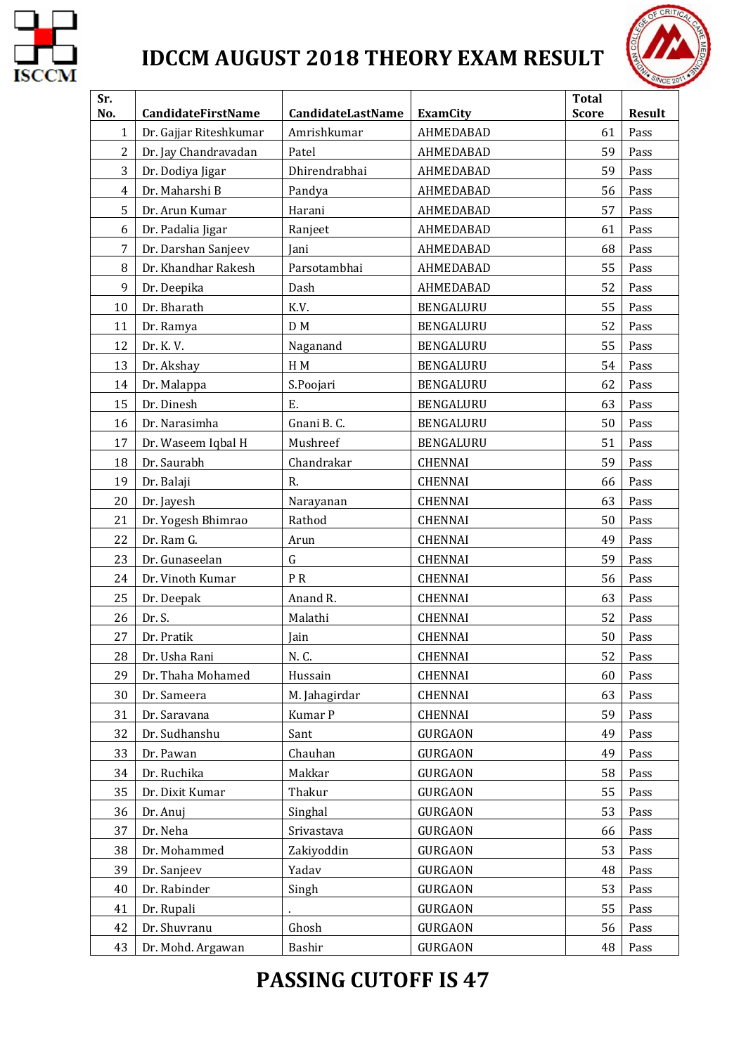# IDCCM AUGUST 2018 THEORY EXAM RESULT

| Sr. No. | CandidateFirstName | CandidateLastName | ExamCity | Total Score | Result |
|---|---|---|---|---|---|
| 1 | Dr. Gajjar Riteshkumar | Amrishkumar | AHMEDABAD | 61 | Pass |
| 2 | Dr. Jay Chandravadan | Patel | AHMEDABAD | 59 | Pass |
| 3 | Dr. Dodiya Jigar | Dhirendrabhai | AHMEDABAD | 59 | Pass |
| 4 | Dr. Maharshi B | Pandya | AHMEDABAD | 56 | Pass |
| 5 | Dr. Arun Kumar | Harani | AHMEDABAD | 57 | Pass |
| 6 | Dr. Padalia Jigar | Ranjeet | AHMEDABAD | 61 | Pass |
| 7 | Dr. Darshan Sanjeev | Jani | AHMEDABAD | 68 | Pass |
| 8 | Dr. Khandhar Rakesh | Parsotambhai | AHMEDABAD | 55 | Pass |
| 9 | Dr. Deepika | Dash | AHMEDABAD | 52 | Pass |
| 10 | Dr. Bharath | K.V. | BENGALURU | 55 | Pass |
| 11 | Dr. Ramya | D M | BENGALURU | 52 | Pass |
| 12 | Dr. K. V. | Naganand | BENGALURU | 55 | Pass |
| 13 | Dr. Akshay | H M | BENGALURU | 54 | Pass |
| 14 | Dr. Malappa | S.Poojari | BENGALURU | 62 | Pass |
| 15 | Dr. Dinesh | E. | BENGALURU | 63 | Pass |
| 16 | Dr. Narasimha | Gnani B. C. | BENGALURU | 50 | Pass |
| 17 | Dr. Waseem Iqbal H | Mushreef | BENGALURU | 51 | Pass |
| 18 | Dr. Saurabh | Chandrakar | CHENNAI | 59 | Pass |
| 19 | Dr. Balaji | R. | CHENNAI | 66 | Pass |
| 20 | Dr. Jayesh | Narayanan | CHENNAI | 63 | Pass |
| 21 | Dr. Yogesh Bhimrao | Rathod | CHENNAI | 50 | Pass |
| 22 | Dr. Ram G. | Arun | CHENNAI | 49 | Pass |
| 23 | Dr. Gunaseelan | G | CHENNAI | 59 | Pass |
| 24 | Dr. Vinoth Kumar | P R | CHENNAI | 56 | Pass |
| 25 | Dr. Deepak | Anand R. | CHENNAI | 63 | Pass |
| 26 | Dr. S. | Malathi | CHENNAI | 52 | Pass |
| 27 | Dr. Pratik | Jain | CHENNAI | 50 | Pass |
| 28 | Dr. Usha Rani | N. C. | CHENNAI | 52 | Pass |
| 29 | Dr. Thaha Mohamed | Hussain | CHENNAI | 60 | Pass |
| 30 | Dr. Sameera | M. Jahagirdar | CHENNAI | 63 | Pass |
| 31 | Dr. Saravana | Kumar P | CHENNAI | 59 | Pass |
| 32 | Dr. Sudhanshu | Sant | GURGAON | 49 | Pass |
| 33 | Dr. Pawan | Chauhan | GURGAON | 49 | Pass |
| 34 | Dr. Ruchika | Makkar | GURGAON | 58 | Pass |
| 35 | Dr. Dixit Kumar | Thakur | GURGAON | 55 | Pass |
| 36 | Dr. Anuj | Singhal | GURGAON | 53 | Pass |
| 37 | Dr. Neha | Srivastava | GURGAON | 66 | Pass |
| 38 | Dr. Mohammed | Zakiyoddin | GURGAON | 53 | Pass |
| 39 | Dr. Sanjeev | Yadav | GURGAON | 48 | Pass |
| 40 | Dr. Rabinder | Singh | GURGAON | 53 | Pass |
| 41 | Dr. Rupali | . | GURGAON | 55 | Pass |
| 42 | Dr. Shuvranu | Ghosh | GURGAON | 56 | Pass |
| 43 | Dr. Mohd. Argawan | Bashir | GURGAON | 48 | Pass |

## PASSING CUTOFF IS 47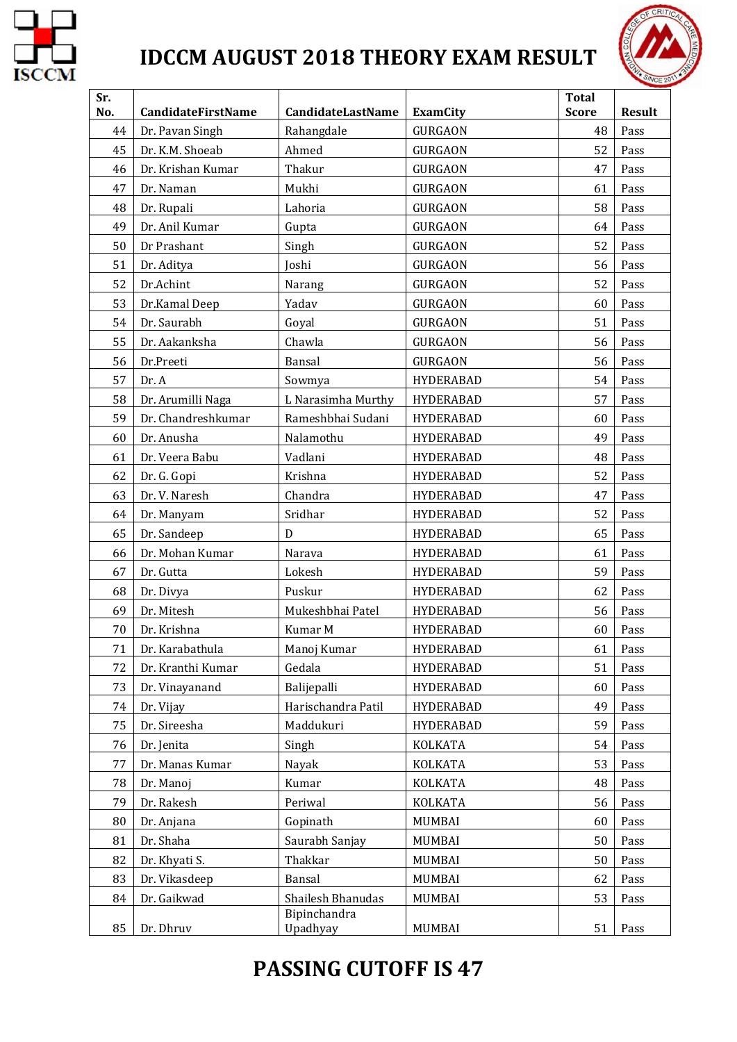# IDCCM AUGUST 2018 THEORY EXAM RESULT

| Sr. No. | CandidateFirstName | CandidateLastName | ExamCity | Total Score | Result |
|---|---|---|---|---|---|
| 44 | Dr. Pavan Singh | Rahangdale | GURGAON | 48 | Pass |
| 45 | Dr. K.M. Shoeab | Ahmed | GURGAON | 52 | Pass |
| 46 | Dr. Krishan Kumar | Thakur | GURGAON | 47 | Pass |
| 47 | Dr. Naman | Mukhi | GURGAON | 61 | Pass |
| 48 | Dr. Rupali | Lahoria | GURGAON | 58 | Pass |
| 49 | Dr. Anil Kumar | Gupta | GURGAON | 64 | Pass |
| 50 | Dr Prashant | Singh | GURGAON | 52 | Pass |
| 51 | Dr. Aditya | Joshi | GURGAON | 56 | Pass |
| 52 | Dr.Achint | Narang | GURGAON | 52 | Pass |
| 53 | Dr.Kamal Deep | Yadav | GURGAON | 60 | Pass |
| 54 | Dr. Saurabh | Goyal | GURGAON | 51 | Pass |
| 55 | Dr. Aakanksha | Chawla | GURGAON | 56 | Pass |
| 56 | Dr.Preeti | Bansal | GURGAON | 56 | Pass |
| 57 | Dr. A | Sowmya | HYDERABAD | 54 | Pass |
| 58 | Dr. Arumilli Naga | L Narasimha Murthy | HYDERABAD | 57 | Pass |
| 59 | Dr. Chandreshkumar | Rameshbhai Sudani | HYDERABAD | 60 | Pass |
| 60 | Dr. Anusha | Nalamothu | HYDERABAD | 49 | Pass |
| 61 | Dr. Veera Babu | Vadlani | HYDERABAD | 48 | Pass |
| 62 | Dr. G. Gopi | Krishna | HYDERABAD | 52 | Pass |
| 63 | Dr. V. Naresh | Chandra | HYDERABAD | 47 | Pass |
| 64 | Dr. Manyam | Sridhar | HYDERABAD | 52 | Pass |
| 65 | Dr. Sandeep | D | HYDERABAD | 65 | Pass |
| 66 | Dr. Mohan Kumar | Narava | HYDERABAD | 61 | Pass |
| 67 | Dr. Gutta | Lokesh | HYDERABAD | 59 | Pass |
| 68 | Dr. Divya | Puskur | HYDERABAD | 62 | Pass |
| 69 | Dr. Mitesh | Mukeshbhai Patel | HYDERABAD | 56 | Pass |
| 70 | Dr. Krishna | Kumar M | HYDERABAD | 60 | Pass |
| 71 | Dr. Karabathula | Manoj Kumar | HYDERABAD | 61 | Pass |
| 72 | Dr. Kranthi Kumar | Gedala | HYDERABAD | 51 | Pass |
| 73 | Dr. Vinayanand | Balijepalli | HYDERABAD | 60 | Pass |
| 74 | Dr. Vijay | Harischandra Patil | HYDERABAD | 49 | Pass |
| 75 | Dr. Sireesha | Maddukuri | HYDERABAD | 59 | Pass |
| 76 | Dr. Jenita | Singh | KOLKATA | 54 | Pass |
| 77 | Dr. Manas Kumar | Nayak | KOLKATA | 53 | Pass |
| 78 | Dr. Manoj | Kumar | KOLKATA | 48 | Pass |
| 79 | Dr. Rakesh | Periwal | KOLKATA | 56 | Pass |
| 80 | Dr. Anjana | Gopinath | MUMBAI | 60 | Pass |
| 81 | Dr. Shaha | Saurabh Sanjay | MUMBAI | 50 | Pass |
| 82 | Dr. Khyati S. | Thakkar | MUMBAI | 50 | Pass |
| 83 | Dr. Vikasdeep | Bansal | MUMBAI | 62 | Pass |
| 84 | Dr. Gaikwad | Shailesh Bhanudas | MUMBAI | 53 | Pass |
| 85 | Dr. Dhruv | Bipinchandra Upadhyay | MUMBAI | 51 | Pass |

## PASSING CUTOFF IS 47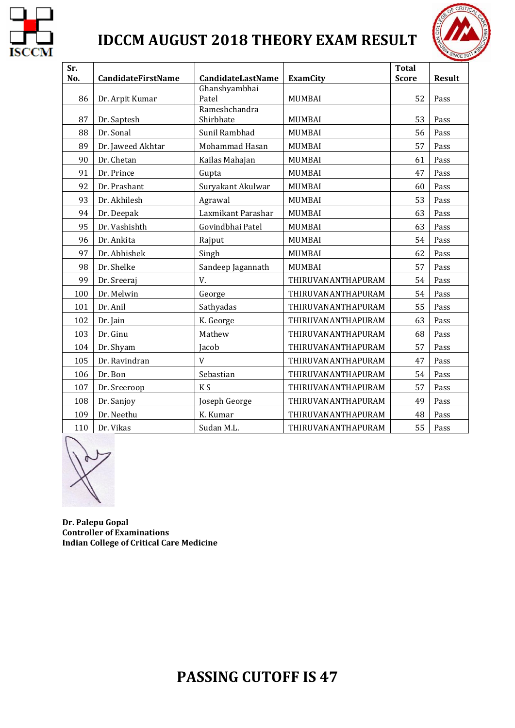# IDCCM AUGUST 2018 THEORY EXAM RESULT

| Sr. No. | CandidateFirstName | CandidateLastName | ExamCity | Total Score | Result |
|---|---|---|---|---|---|
| 86 | Dr. Arpit Kumar | Ghanshyambhai Patel | MUMBAI | 52 | Pass |
| 87 | Dr. Saptesh | Rameshchandra Shirbhate | MUMBAI | 53 | Pass |
| 88 | Dr. Sonal | Sunil Rambhad | MUMBAI | 56 | Pass |
| 89 | Dr. Jaweed Akhtar | Mohammad Hasan | MUMBAI | 57 | Pass |
| 90 | Dr. Chetan | Kailas Mahajan | MUMBAI | 61 | Pass |
| 91 | Dr. Prince | Gupta | MUMBAI | 47 | Pass |
| 92 | Dr. Prashant | Suryakant Akulwar | MUMBAI | 60 | Pass |
| 93 | Dr. Akhilesh | Agrawal | MUMBAI | 53 | Pass |
| 94 | Dr. Deepak | Laxmikant Parashar | MUMBAI | 63 | Pass |
| 95 | Dr. Vashishth | Govindbhai Patel | MUMBAI | 63 | Pass |
| 96 | Dr. Ankita | Rajput | MUMBAI | 54 | Pass |
| 97 | Dr. Abhishek | Singh | MUMBAI | 62 | Pass |
| 98 | Dr. Shelke | Sandeep Jagannath | MUMBAI | 57 | Pass |
| 99 | Dr. Sreeraj | V. | THIRUVANANTHAPURAM | 54 | Pass |
| 100 | Dr. Melwin | George | THIRUVANANTHAPURAM | 54 | Pass |
| 101 | Dr. Anil | Sathyadas | THIRUVANANTHAPURAM | 55 | Pass |
| 102 | Dr. Jain | K. George | THIRUVANANTHAPURAM | 63 | Pass |
| 103 | Dr. Ginu | Mathew | THIRUVANANTHAPURAM | 68 | Pass |
| 104 | Dr. Shyam | Jacob | THIRUVANANTHAPURAM | 57 | Pass |
| 105 | Dr. Ravindran | V | THIRUVANANTHAPURAM | 47 | Pass |
| 106 | Dr. Bon | Sebastian | THIRUVANANTHAPURAM | 54 | Pass |
| 107 | Dr. Sreeroop | K S | THIRUVANANTHAPURAM | 57 | Pass |
| 108 | Dr. Sanjoy | Joseph George | THIRUVANANTHAPURAM | 49 | Pass |
| 109 | Dr. Neethu | K. Kumar | THIRUVANANTHAPURAM | 48 | Pass |
| 110 | Dr. Vikas | Sudan M.L. | THIRUVANANTHAPURAM | 55 | Pass |

**Dr. Palepu Gopal**
**Controller of Examinations**
**Indian College of Critical Care Medicine**

## PASSING CUTOFF IS 47